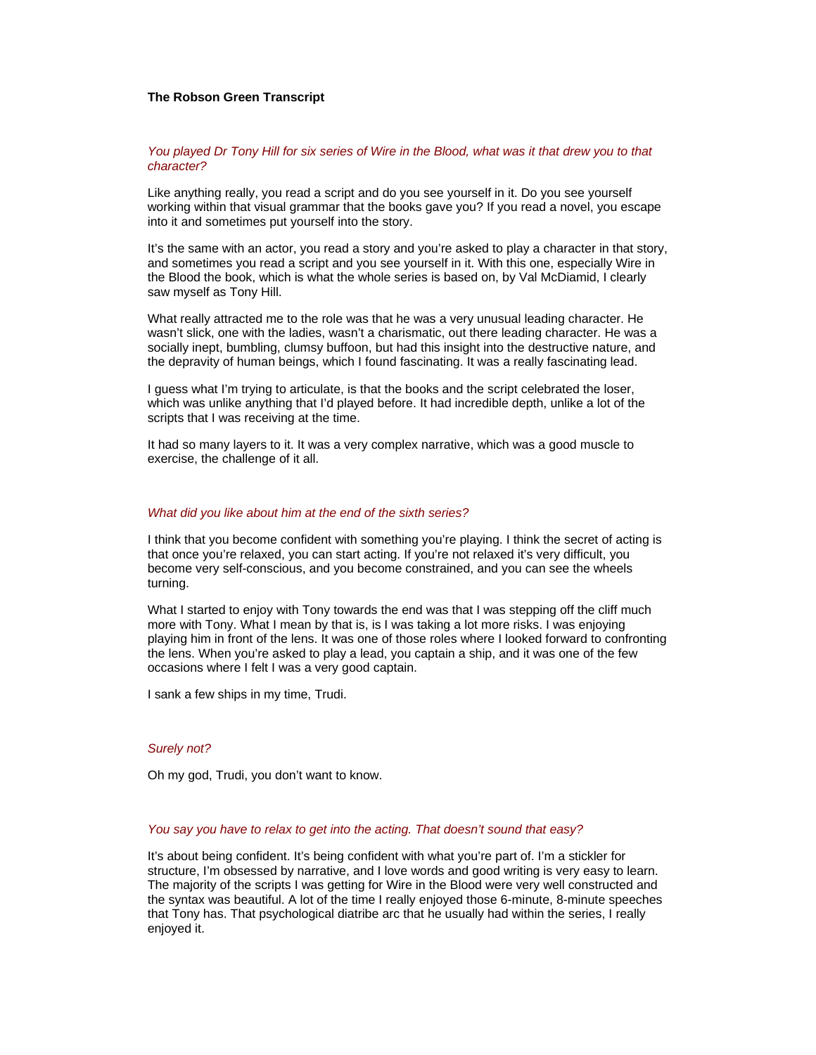**The Robson Green Transcript**

*You played Dr Tony Hill for six series of Wire in the Blood, what was it that drew you to that character?*

Like anything really, you read a script and do you see yourself in it. Do you see yourself working within that visual grammar that the books gave you? If you read a novel, you escape into it and sometimes put yourself into the story.

It's the same with an actor, you read a story and you're asked to play a character in that story, and sometimes you read a script and you see yourself in it. With this one, especially Wire in the Blood the book, which is what the whole series is based on, by Val McDiamid, I clearly saw myself as Tony Hill.

What really attracted me to the role was that he was a very unusual leading character. He wasn't slick, one with the ladies, wasn't a charismatic, out there leading character. He was a socially inept, bumbling, clumsy buffoon, but had this insight into the destructive nature, and the depravity of human beings, which I found fascinating. It was a really fascinating lead.

I guess what I'm trying to articulate, is that the books and the script celebrated the loser, which was unlike anything that I'd played before. It had incredible depth, unlike a lot of the scripts that I was receiving at the time.

It had so many layers to it. It was a very complex narrative, which was a good muscle to exercise, the challenge of it all.

*What did you like about him at the end of the sixth series?*

I think that you become confident with something you're playing. I think the secret of acting is that once you're relaxed, you can start acting. If you're not relaxed it's very difficult, you become very self-conscious, and you become constrained, and you can see the wheels turning.

What I started to enjoy with Tony towards the end was that I was stepping off the cliff much more with Tony. What I mean by that is, is I was taking a lot more risks. I was enjoying playing him in front of the lens. It was one of those roles where I looked forward to confronting the lens. When you're asked to play a lead, you captain a ship, and it was one of the few occasions where I felt I was a very good captain.

I sank a few ships in my time, Trudi.

*Surely not?*

Oh my god, Trudi, you don't want to know.

*You say you have to relax to get into the acting. That doesn't sound that easy?*

It's about being confident. It's being confident with what you're part of. I'm a stickler for structure, I'm obsessed by narrative, and I love words and good writing is very easy to learn. The majority of the scripts I was getting for Wire in the Blood were very well constructed and the syntax was beautiful. A lot of the time I really enjoyed those 6-minute, 8-minute speeches that Tony has. That psychological diatribe arc that he usually had within the series, I really enjoyed it.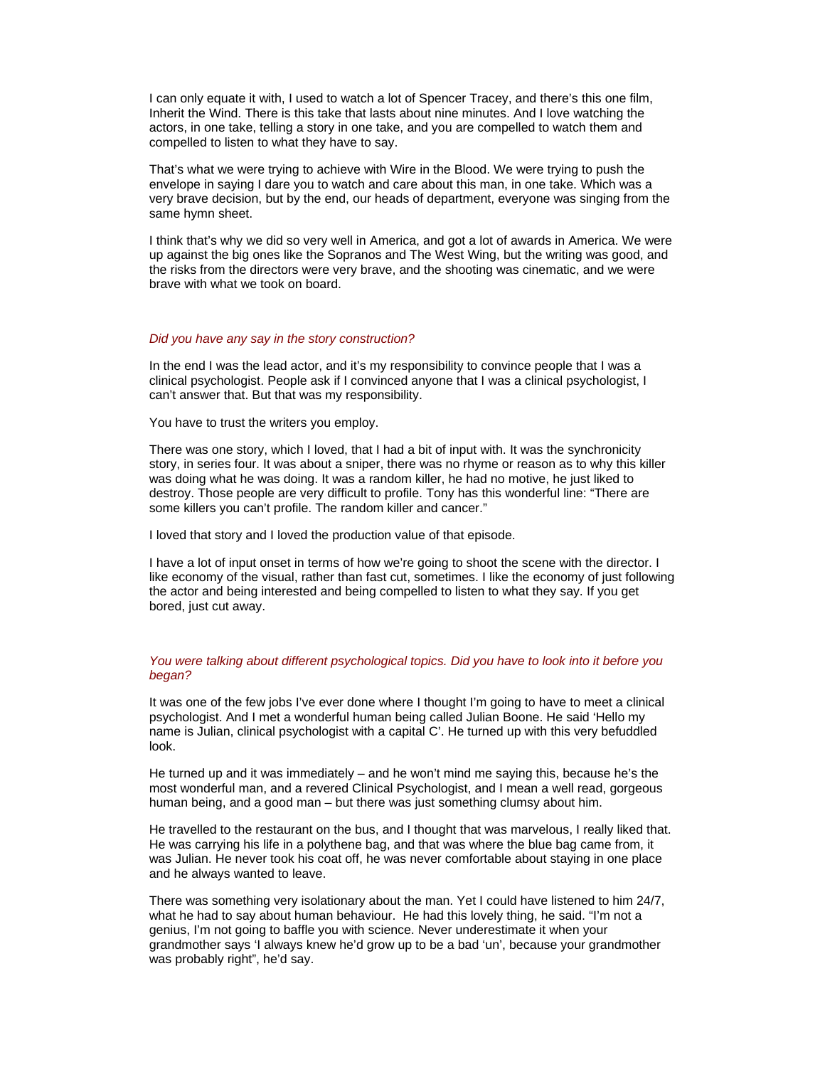I can only equate it with, I used to watch a lot of Spencer Tracey, and there's this one film, Inherit the Wind. There is this take that lasts about nine minutes. And I love watching the actors, in one take, telling a story in one take, and you are compelled to watch them and compelled to listen to what they have to say.

That's what we were trying to achieve with Wire in the Blood. We were trying to push the envelope in saying I dare you to watch and care about this man, in one take. Which was a very brave decision, but by the end, our heads of department, everyone was singing from the same hymn sheet.

I think that's why we did so very well in America, and got a lot of awards in America. We were up against the big ones like the Sopranos and The West Wing, but the writing was good, and the risks from the directors were very brave, and the shooting was cinematic, and we were brave with what we took on board.

*Did you have any say in the story construction?*

In the end I was the lead actor, and it's my responsibility to convince people that I was a clinical psychologist. People ask if I convinced anyone that I was a clinical psychologist, I can't answer that. But that was my responsibility.

You have to trust the writers you employ.

There was one story, which I loved, that I had a bit of input with. It was the synchronicity story, in series four. It was about a sniper, there was no rhyme or reason as to why this killer was doing what he was doing. It was a random killer, he had no motive, he just liked to destroy. Those people are very difficult to profile. Tony has this wonderful line: "There are some killers you can't profile. The random killer and cancer."

I loved that story and I loved the production value of that episode.

I have a lot of input onset in terms of how we're going to shoot the scene with the director. I like economy of the visual, rather than fast cut, sometimes. I like the economy of just following the actor and being interested and being compelled to listen to what they say. If you get bored, just cut away.

*You were talking about different psychological topics. Did you have to look into it before you began?*

It was one of the few jobs I've ever done where I thought I'm going to have to meet a clinical psychologist. And I met a wonderful human being called Julian Boone. He said 'Hello my name is Julian, clinical psychologist with a capital C'. He turned up with this very befuddled look.

He turned up and it was immediately – and he won't mind me saying this, because he's the most wonderful man, and a revered Clinical Psychologist, and I mean a well read, gorgeous human being, and a good man – but there was just something clumsy about him.

He travelled to the restaurant on the bus, and I thought that was marvelous, I really liked that. He was carrying his life in a polythene bag, and that was where the blue bag came from, it was Julian. He never took his coat off, he was never comfortable about staying in one place and he always wanted to leave.

There was something very isolationary about the man. Yet I could have listened to him 24/7, what he had to say about human behaviour. He had this lovely thing, he said. "I'm not a genius, I'm not going to baffle you with science. Never underestimate it when your grandmother says 'I always knew he'd grow up to be a bad 'un', because your grandmother was probably right", he'd say.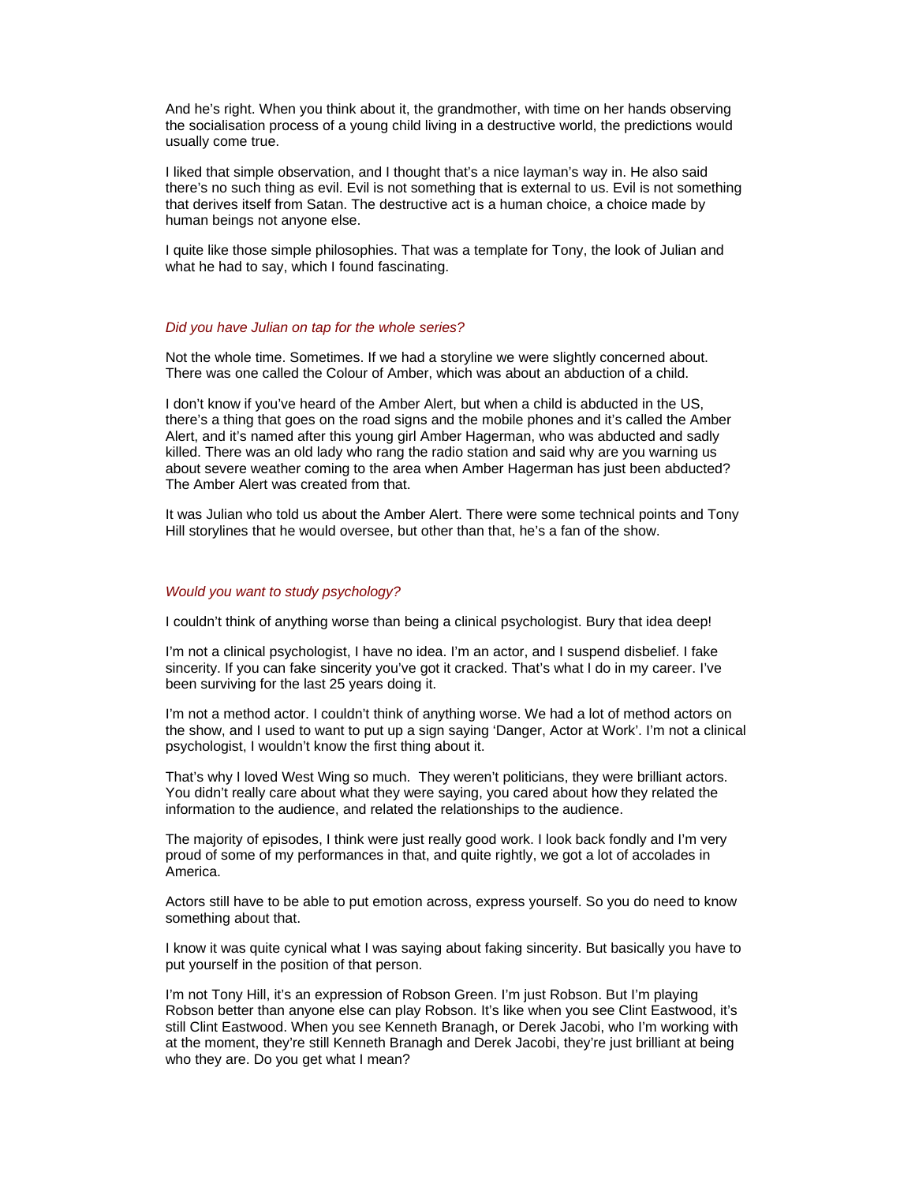And he's right. When you think about it, the grandmother, with time on her hands observing the socialisation process of a young child living in a destructive world, the predictions would usually come true.

I liked that simple observation, and I thought that's a nice layman's way in. He also said there's no such thing as evil. Evil is not something that is external to us. Evil is not something that derives itself from Satan. The destructive act is a human choice, a choice made by human beings not anyone else.

I quite like those simple philosophies. That was a template for Tony, the look of Julian and what he had to say, which I found fascinating.

*Did you have Julian on tap for the whole series?*

Not the whole time. Sometimes. If we had a storyline we were slightly concerned about. There was one called the Colour of Amber, which was about an abduction of a child.

I don't know if you've heard of the Amber Alert, but when a child is abducted in the US, there's a thing that goes on the road signs and the mobile phones and it's called the Amber Alert, and it's named after this young girl Amber Hagerman, who was abducted and sadly killed. There was an old lady who rang the radio station and said why are you warning us about severe weather coming to the area when Amber Hagerman has just been abducted? The Amber Alert was created from that.

It was Julian who told us about the Amber Alert. There were some technical points and Tony Hill storylines that he would oversee, but other than that, he's a fan of the show.

*Would you want to study psychology?*

I couldn't think of anything worse than being a clinical psychologist. Bury that idea deep!

I'm not a clinical psychologist, I have no idea. I'm an actor, and I suspend disbelief. I fake sincerity. If you can fake sincerity you've got it cracked. That's what I do in my career. I've been surviving for the last 25 years doing it.

I'm not a method actor. I couldn't think of anything worse. We had a lot of method actors on the show, and I used to want to put up a sign saying 'Danger, Actor at Work'. I'm not a clinical psychologist, I wouldn't know the first thing about it.

That's why I loved West Wing so much. They weren't politicians, they were brilliant actors. You didn't really care about what they were saying, you cared about how they related the information to the audience, and related the relationships to the audience.

The majority of episodes, I think were just really good work. I look back fondly and I'm very proud of some of my performances in that, and quite rightly, we got a lot of accolades in America.

Actors still have to be able to put emotion across, express yourself. So you do need to know something about that.

I know it was quite cynical what I was saying about faking sincerity. But basically you have to put yourself in the position of that person.

I'm not Tony Hill, it's an expression of Robson Green. I'm just Robson. But I'm playing Robson better than anyone else can play Robson. It's like when you see Clint Eastwood, it's still Clint Eastwood. When you see Kenneth Branagh, or Derek Jacobi, who I'm working with at the moment, they're still Kenneth Branagh and Derek Jacobi, they're just brilliant at being who they are. Do you get what I mean?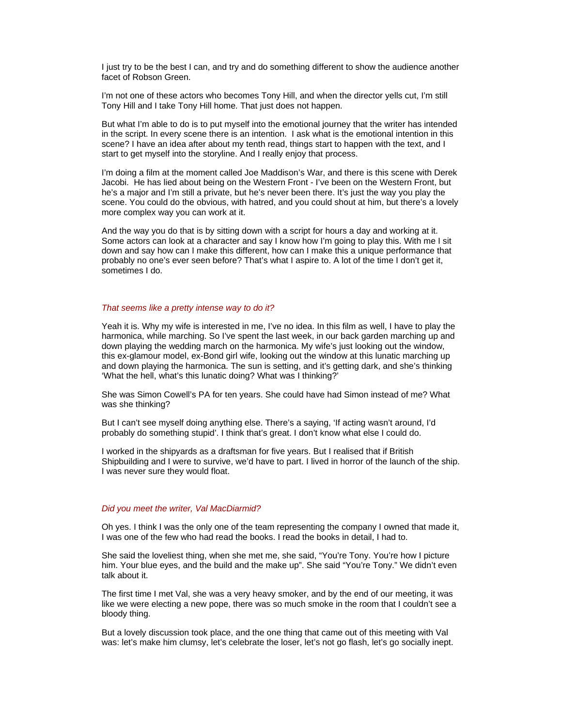I just try to be the best I can, and try and do something different to show the audience another facet of Robson Green.

I'm not one of these actors who becomes Tony Hill, and when the director yells cut, I'm still Tony Hill and I take Tony Hill home. That just does not happen.

But what I'm able to do is to put myself into the emotional journey that the writer has intended in the script. In every scene there is an intention. I ask what is the emotional intention in this scene? I have an idea after about my tenth read, things start to happen with the text, and I start to get myself into the storyline. And I really enjoy that process.

I'm doing a film at the moment called Joe Maddison's War, and there is this scene with Derek Jacobi. He has lied about being on the Western Front - I've been on the Western Front, but he's a major and I'm still a private, but he's never been there. It's just the way you play the scene. You could do the obvious, with hatred, and you could shout at him, but there's a lovely more complex way you can work at it.

And the way you do that is by sitting down with a script for hours a day and working at it. Some actors can look at a character and say I know how I'm going to play this. With me I sit down and say how can I make this different, how can I make this a unique performance that probably no one's ever seen before? That's what I aspire to. A lot of the time I don't get it, sometimes I do.

*That seems like a pretty intense way to do it?*

Yeah it is. Why my wife is interested in me, I've no idea. In this film as well, I have to play the harmonica, while marching. So I've spent the last week, in our back garden marching up and down playing the wedding march on the harmonica. My wife's just looking out the window, this ex-glamour model, ex-Bond girl wife, looking out the window at this lunatic marching up and down playing the harmonica. The sun is setting, and it's getting dark, and she's thinking 'What the hell, what's this lunatic doing? What was I thinking?'

She was Simon Cowell's PA for ten years. She could have had Simon instead of me? What was she thinking?

But I can't see myself doing anything else. There's a saying, 'If acting wasn't around, I'd probably do something stupid'. I think that's great. I don't know what else I could do.

I worked in the shipyards as a draftsman for five years. But I realised that if British Shipbuilding and I were to survive, we'd have to part. I lived in horror of the launch of the ship. I was never sure they would float.

*Did you meet the writer, Val MacDiarmid?*

Oh yes. I think I was the only one of the team representing the company I owned that made it, I was one of the few who had read the books. I read the books in detail, I had to.

She said the loveliest thing, when she met me, she said, "You're Tony. You're how I picture him. Your blue eyes, and the build and the make up". She said "You're Tony." We didn't even talk about it.

The first time I met Val, she was a very heavy smoker, and by the end of our meeting, it was like we were electing a new pope, there was so much smoke in the room that I couldn't see a bloody thing.

But a lovely discussion took place, and the one thing that came out of this meeting with Val was: let's make him clumsy, let's celebrate the loser, let's not go flash, let's go socially inept.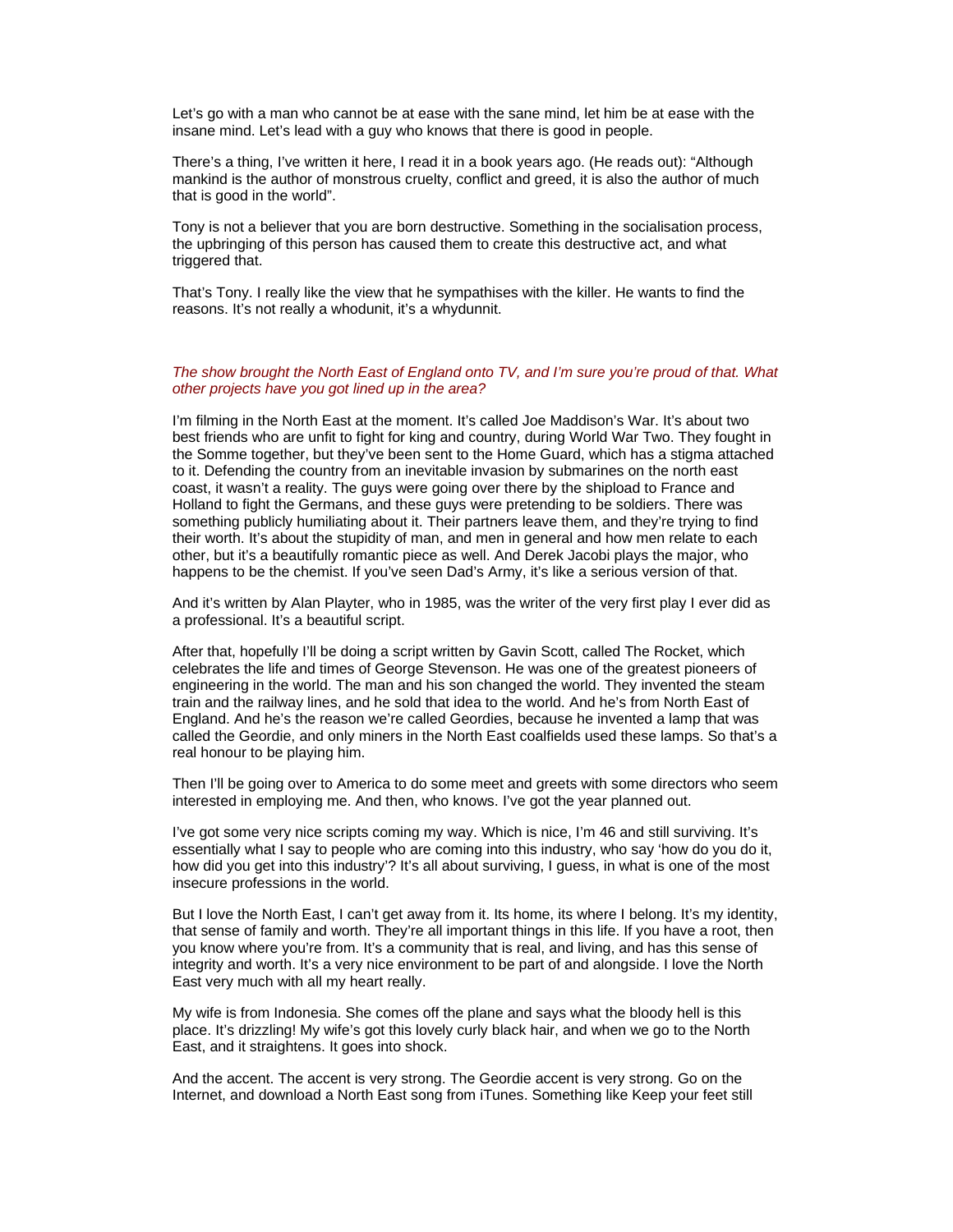Let's go with a man who cannot be at ease with the sane mind, let him be at ease with the insane mind. Let's lead with a guy who knows that there is good in people.

There's a thing, I've written it here, I read it in a book years ago. (He reads out): "Although mankind is the author of monstrous cruelty, conflict and greed, it is also the author of much that is good in the world".

Tony is not a believer that you are born destructive. Something in the socialisation process, the upbringing of this person has caused them to create this destructive act, and what triggered that.

That's Tony. I really like the view that he sympathises with the killer. He wants to find the reasons. It's not really a whodunit, it's a whydunnit.

*The show brought the North East of England onto TV, and I'm sure you're proud of that. What other projects have you got lined up in the area?*

I'm filming in the North East at the moment. It's called Joe Maddison's War. It's about two best friends who are unfit to fight for king and country, during World War Two. They fought in the Somme together, but they've been sent to the Home Guard, which has a stigma attached to it. Defending the country from an inevitable invasion by submarines on the north east coast, it wasn't a reality. The guys were going over there by the shipload to France and Holland to fight the Germans, and these guys were pretending to be soldiers. There was something publicly humiliating about it. Their partners leave them, and they're trying to find their worth. It's about the stupidity of man, and men in general and how men relate to each other, but it's a beautifully romantic piece as well. And Derek Jacobi plays the major, who happens to be the chemist. If you've seen Dad's Army, it's like a serious version of that.

And it's written by Alan Playter, who in 1985, was the writer of the very first play I ever did as a professional. It's a beautiful script.

After that, hopefully I'll be doing a script written by Gavin Scott, called The Rocket, which celebrates the life and times of George Stevenson. He was one of the greatest pioneers of engineering in the world. The man and his son changed the world. They invented the steam train and the railway lines, and he sold that idea to the world. And he's from North East of England. And he's the reason we're called Geordies, because he invented a lamp that was called the Geordie, and only miners in the North East coalfields used these lamps. So that's a real honour to be playing him.

Then I'll be going over to America to do some meet and greets with some directors who seem interested in employing me. And then, who knows. I've got the year planned out.

I've got some very nice scripts coming my way. Which is nice, I'm 46 and still surviving. It's essentially what I say to people who are coming into this industry, who say 'how do you do it, how did you get into this industry'? It's all about surviving, I guess, in what is one of the most insecure professions in the world.

But I love the North East, I can't get away from it. Its home, its where I belong. It's my identity, that sense of family and worth. They're all important things in this life. If you have a root, then you know where you're from. It's a community that is real, and living, and has this sense of integrity and worth. It's a very nice environment to be part of and alongside. I love the North East very much with all my heart really.

My wife is from Indonesia. She comes off the plane and says what the bloody hell is this place. It's drizzling! My wife's got this lovely curly black hair, and when we go to the North East, and it straightens. It goes into shock.

And the accent. The accent is very strong. The Geordie accent is very strong. Go on the Internet, and download a North East song from iTunes. Something like Keep your feet still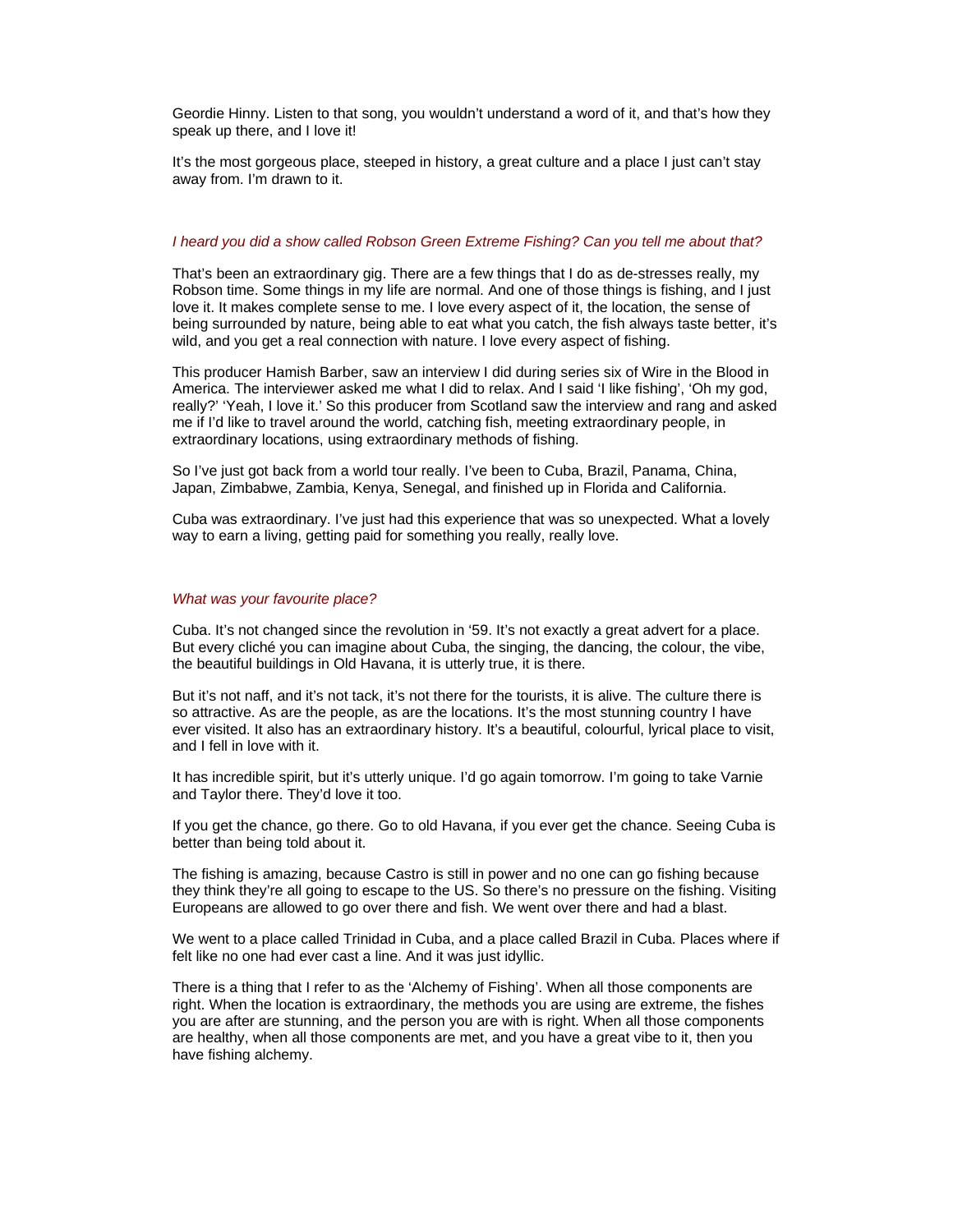Geordie Hinny. Listen to that song, you wouldn't understand a word of it, and that's how they speak up there, and I love it!

It's the most gorgeous place, steeped in history, a great culture and a place I just can't stay away from. I'm drawn to it.

*I heard you did a show called Robson Green Extreme Fishing? Can you tell me about that?*

That's been an extraordinary gig. There are a few things that I do as de-stresses really, my Robson time. Some things in my life are normal. And one of those things is fishing, and I just love it. It makes complete sense to me. I love every aspect of it, the location, the sense of being surrounded by nature, being able to eat what you catch, the fish always taste better, it's wild, and you get a real connection with nature. I love every aspect of fishing.

This producer Hamish Barber, saw an interview I did during series six of Wire in the Blood in America. The interviewer asked me what I did to relax. And I said 'I like fishing', 'Oh my god, really?' 'Yeah, I love it.' So this producer from Scotland saw the interview and rang and asked me if I'd like to travel around the world, catching fish, meeting extraordinary people, in extraordinary locations, using extraordinary methods of fishing.

So I've just got back from a world tour really. I've been to Cuba, Brazil, Panama, China, Japan, Zimbabwe, Zambia, Kenya, Senegal, and finished up in Florida and California.

Cuba was extraordinary. I've just had this experience that was so unexpected. What a lovely way to earn a living, getting paid for something you really, really love.

*What was your favourite place?*

Cuba. It's not changed since the revolution in '59. It's not exactly a great advert for a place. But every cliché you can imagine about Cuba, the singing, the dancing, the colour, the vibe, the beautiful buildings in Old Havana, it is utterly true, it is there.

But it's not naff, and it's not tack, it's not there for the tourists, it is alive. The culture there is so attractive. As are the people, as are the locations. It's the most stunning country I have ever visited. It also has an extraordinary history. It's a beautiful, colourful, lyrical place to visit, and I fell in love with it.

It has incredible spirit, but it's utterly unique. I'd go again tomorrow. I'm going to take Varnie and Taylor there. They'd love it too.

If you get the chance, go there. Go to old Havana, if you ever get the chance. Seeing Cuba is better than being told about it.

The fishing is amazing, because Castro is still in power and no one can go fishing because they think they're all going to escape to the US. So there's no pressure on the fishing. Visiting Europeans are allowed to go over there and fish. We went over there and had a blast.

We went to a place called Trinidad in Cuba, and a place called Brazil in Cuba. Places where if felt like no one had ever cast a line. And it was just idyllic.

There is a thing that I refer to as the 'Alchemy of Fishing'. When all those components are right. When the location is extraordinary, the methods you are using are extreme, the fishes you are after are stunning, and the person you are with is right. When all those components are healthy, when all those components are met, and you have a great vibe to it, then you have fishing alchemy.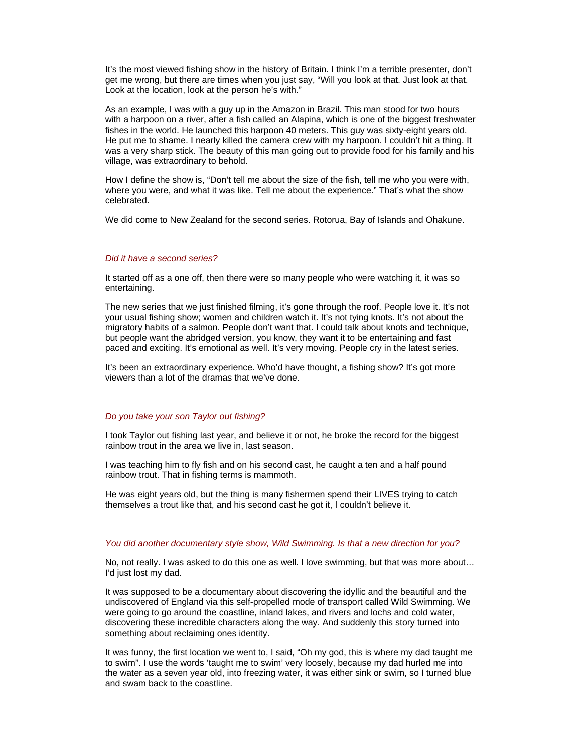It's the most viewed fishing show in the history of Britain. I think I'm a terrible presenter, don't get me wrong, but there are times when you just say, "Will you look at that. Just look at that. Look at the location, look at the person he's with."

As an example, I was with a guy up in the Amazon in Brazil. This man stood for two hours with a harpoon on a river, after a fish called an Alapina, which is one of the biggest freshwater fishes in the world. He launched this harpoon 40 meters. This guy was sixty-eight years old. He put me to shame. I nearly killed the camera crew with my harpoon. I couldn't hit a thing. It was a very sharp stick. The beauty of this man going out to provide food for his family and his village, was extraordinary to behold.

How I define the show is, "Don't tell me about the size of the fish, tell me who you were with, where you were, and what it was like. Tell me about the experience." That's what the show celebrated.

We did come to New Zealand for the second series. Rotorua, Bay of Islands and Ohakune.

*Did it have a second series?*

It started off as a one off, then there were so many people who were watching it, it was so entertaining.

The new series that we just finished filming, it's gone through the roof. People love it. It's not your usual fishing show; women and children watch it. It's not tying knots. It's not about the migratory habits of a salmon. People don't want that. I could talk about knots and technique, but people want the abridged version, you know, they want it to be entertaining and fast paced and exciting. It's emotional as well. It's very moving. People cry in the latest series.

It's been an extraordinary experience. Who'd have thought, a fishing show? It's got more viewers than a lot of the dramas that we've done.

*Do you take your son Taylor out fishing?*

I took Taylor out fishing last year, and believe it or not, he broke the record for the biggest rainbow trout in the area we live in, last season.

I was teaching him to fly fish and on his second cast, he caught a ten and a half pound rainbow trout. That in fishing terms is mammoth.

He was eight years old, but the thing is many fishermen spend their LIVES trying to catch themselves a trout like that, and his second cast he got it, I couldn't believe it.

*You did another documentary style show, Wild Swimming. Is that a new direction for you?*

No, not really. I was asked to do this one as well. I love swimming, but that was more about… I'd just lost my dad.

It was supposed to be a documentary about discovering the idyllic and the beautiful and the undiscovered of England via this self-propelled mode of transport called Wild Swimming. We were going to go around the coastline, inland lakes, and rivers and lochs and cold water, discovering these incredible characters along the way. And suddenly this story turned into something about reclaiming ones identity.

It was funny, the first location we went to, I said, "Oh my god, this is where my dad taught me to swim". I use the words 'taught me to swim' very loosely, because my dad hurled me into the water as a seven year old, into freezing water, it was either sink or swim, so I turned blue and swam back to the coastline.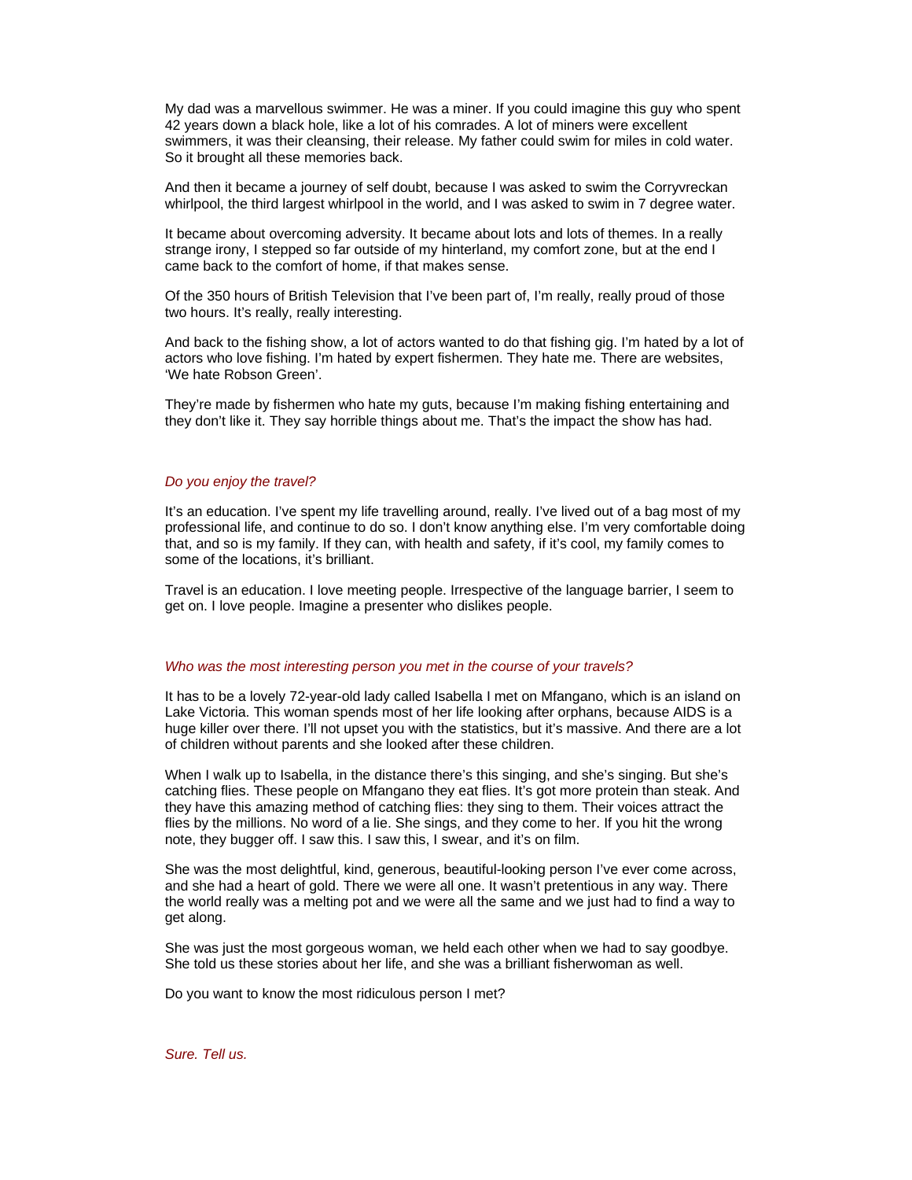My dad was a marvellous swimmer. He was a miner. If you could imagine this guy who spent 42 years down a black hole, like a lot of his comrades. A lot of miners were excellent swimmers, it was their cleansing, their release. My father could swim for miles in cold water. So it brought all these memories back.

And then it became a journey of self doubt, because I was asked to swim the Corryvreckan whirlpool, the third largest whirlpool in the world, and I was asked to swim in 7 degree water.

It became about overcoming adversity. It became about lots and lots of themes. In a really strange irony, I stepped so far outside of my hinterland, my comfort zone, but at the end I came back to the comfort of home, if that makes sense.

Of the 350 hours of British Television that I've been part of, I'm really, really proud of those two hours. It's really, really interesting.

And back to the fishing show, a lot of actors wanted to do that fishing gig. I'm hated by a lot of actors who love fishing. I'm hated by expert fishermen. They hate me. There are websites, 'We hate Robson Green'.

They're made by fishermen who hate my guts, because I'm making fishing entertaining and they don't like it. They say horrible things about me. That's the impact the show has had.

*Do you enjoy the travel?*

It's an education. I've spent my life travelling around, really. I've lived out of a bag most of my professional life, and continue to do so. I don't know anything else. I'm very comfortable doing that, and so is my family. If they can, with health and safety, if it's cool, my family comes to some of the locations, it's brilliant.

Travel is an education. I love meeting people. Irrespective of the language barrier, I seem to get on. I love people. Imagine a presenter who dislikes people.

*Who was the most interesting person you met in the course of your travels?*

It has to be a lovely 72-year-old lady called Isabella I met on Mfangano, which is an island on Lake Victoria. This woman spends most of her life looking after orphans, because AIDS is a huge killer over there. I'll not upset you with the statistics, but it's massive. And there are a lot of children without parents and she looked after these children.

When I walk up to Isabella, in the distance there's this singing, and she's singing. But she's catching flies. These people on Mfangano they eat flies. It's got more protein than steak. And they have this amazing method of catching flies: they sing to them. Their voices attract the flies by the millions. No word of a lie. She sings, and they come to her. If you hit the wrong note, they bugger off. I saw this. I saw this, I swear, and it's on film.

She was the most delightful, kind, generous, beautiful-looking person I've ever come across, and she had a heart of gold. There we were all one. It wasn't pretentious in any way. There the world really was a melting pot and we were all the same and we just had to find a way to get along.

She was just the most gorgeous woman, we held each other when we had to say goodbye. She told us these stories about her life, and she was a brilliant fisherwoman as well.

Do you want to know the most ridiculous person I met?

*Sure. Tell us.*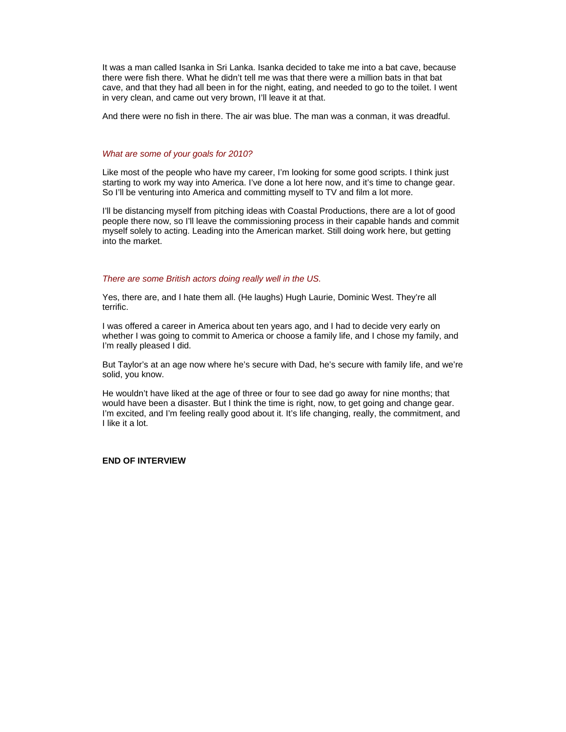It was a man called Isanka in Sri Lanka. Isanka decided to take me into a bat cave, because there were fish there. What he didn't tell me was that there were a million bats in that bat cave, and that they had all been in for the night, eating, and needed to go to the toilet. I went in very clean, and came out very brown, I'll leave it at that.

And there were no fish in there. The air was blue. The man was a conman, it was dreadful.

*What are some of your goals for 2010?*

Like most of the people who have my career, I'm looking for some good scripts. I think just starting to work my way into America. I've done a lot here now, and it's time to change gear. So I'll be venturing into America and committing myself to TV and film a lot more.

I'll be distancing myself from pitching ideas with Coastal Productions, there are a lot of good people there now, so I'll leave the commissioning process in their capable hands and commit myself solely to acting. Leading into the American market. Still doing work here, but getting into the market.

*There are some British actors doing really well in the US.*

Yes, there are, and I hate them all. (He laughs) Hugh Laurie, Dominic West. They're all terrific.

I was offered a career in America about ten years ago, and I had to decide very early on whether I was going to commit to America or choose a family life, and I chose my family, and I'm really pleased I did.

But Taylor's at an age now where he's secure with Dad, he's secure with family life, and we're solid, you know.

He wouldn't have liked at the age of three or four to see dad go away for nine months; that would have been a disaster. But I think the time is right, now, to get going and change gear. I'm excited, and I'm feeling really good about it. It's life changing, really, the commitment, and I like it a lot.

**END OF INTERVIEW**